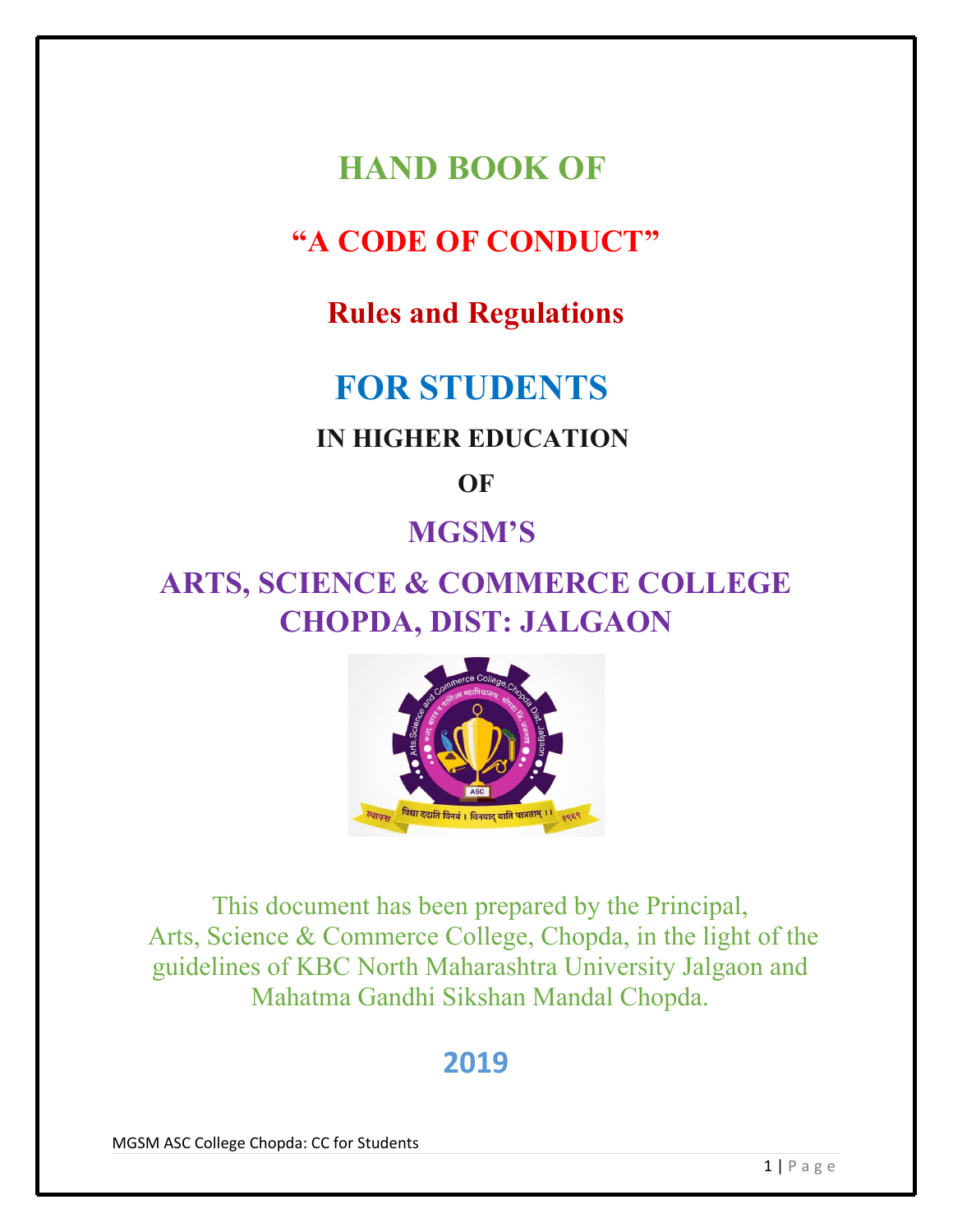# HAND BOOK OF

# "A CODE OF CONDUCT"

## Rules and Regulations

# FOR STUDENTS

### IN HIGHER EDUCATION

### OF

## MGSM'S

## ARTS, SCIENCE & COMMERCE COLLEGE CHOPDA, DIST: JALGAON

This document has been prepared by the Principal, Arts, Science & Commerce College, Chopda, in the light of the guidelines of KBC North Maharashtra University Jalgaon and Mahatma Gandhi Sikshan Mandal Chopda.

**2019**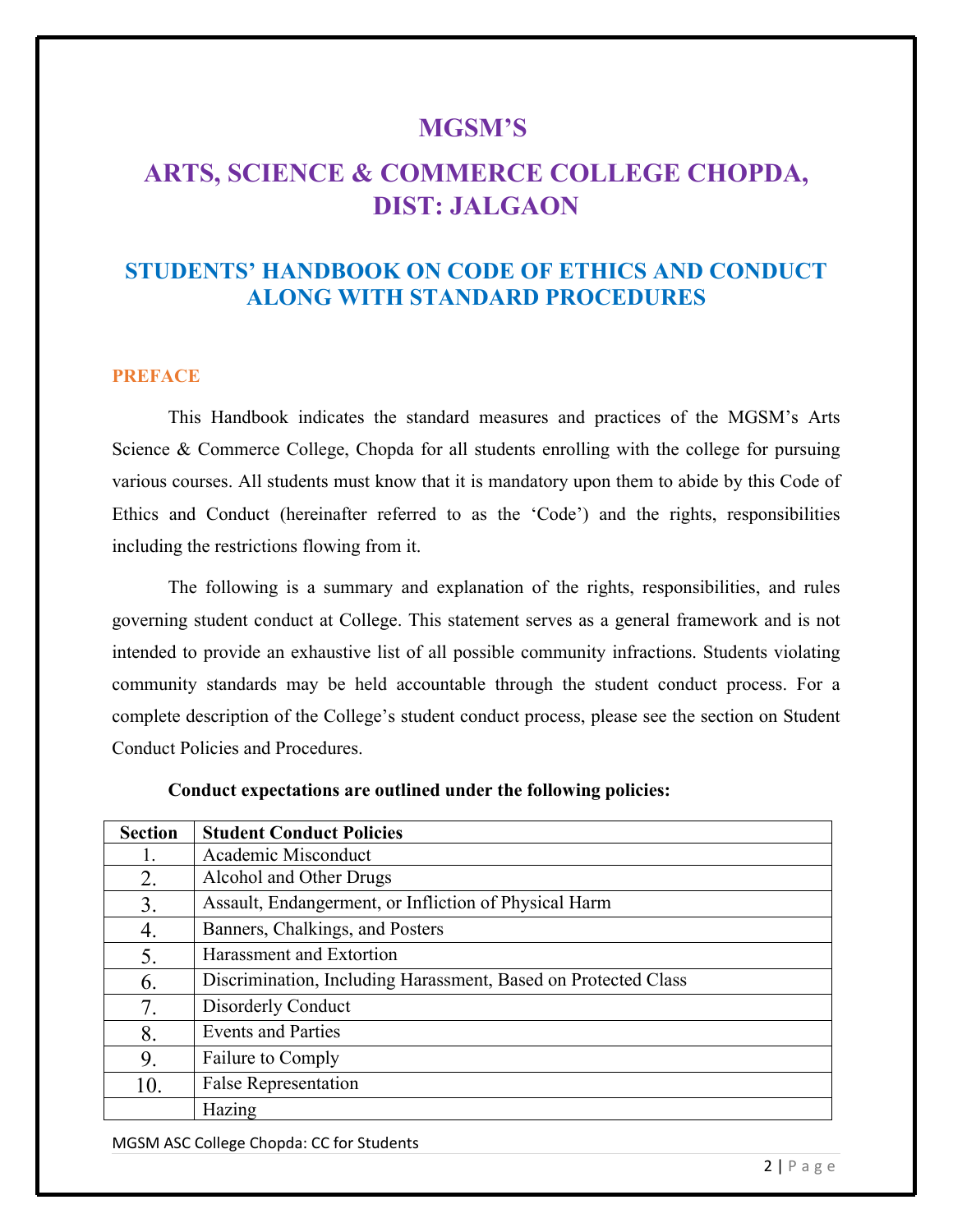# MGSM'S

# ARTS, SCIENCE & COMMERCE COLLEGE CHOPDA, DIST: JALGAON

## STUDENTS' HANDBOOK ON CODE OF ETHICS AND CONDUCT ALONG WITH STANDARD PROCEDURES

### PREFACE

This Handbook indicates the standard measures and practices of the MGSM's Arts Science & Commerce College, Chopda for all students enrolling with the college for pursuing various courses. All students must know that it is mandatory upon them to abide by this Code of Ethics and Conduct (hereinafter referred to as the 'Code') and the rights, responsibilities including the restrictions flowing from it.

The following is a summary and explanation of the rights, responsibilities, and rules governing student conduct at College. This statement serves as a general framework and is not intended to provide an exhaustive list of all possible community infractions. Students violating community standards may be held accountable through the student conduct process. For a complete description of the College's student conduct process, please see the section on Student Conduct Policies and Procedures.

**Conduct expectations are outlined under the following policies:**

| Section | Student Conduct Policies |
|---|---|
| 1. | Academic Misconduct |
| 2. | Alcohol and Other Drugs |
| 3. | Assault, Endangerment, or Infliction of Physical Harm |
| 4. | Banners, Chalkings, and Posters |
| 5. | Harassment and Extortion |
| 6. | Discrimination, Including Harassment, Based on Protected Class |
| 7. | Disorderly Conduct |
| 8. | Events and Parties |
| 9. | Failure to Comply |
| 10. | False Representation |
| | Hazing |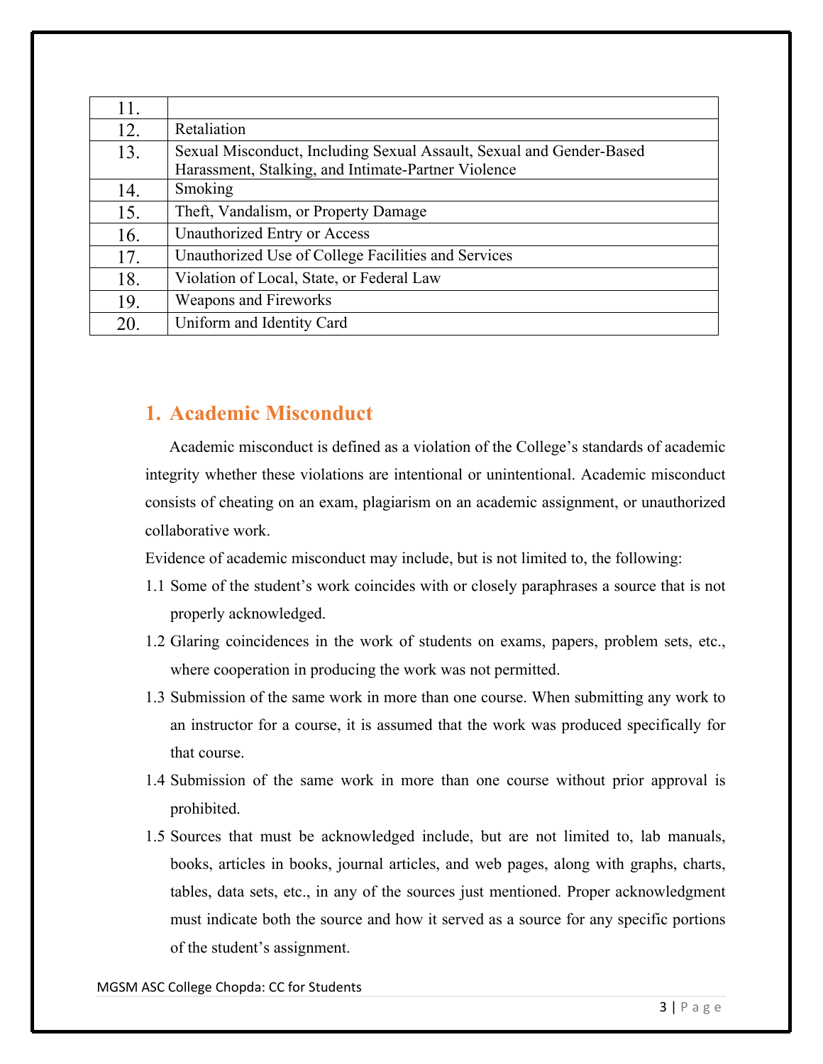| | |
|---|---|
| 11. | |
| 12. | Retaliation |
| 13. | Sexual Misconduct, Including Sexual Assault, Sexual and Gender-Based Harassment, Stalking, and Intimate-Partner Violence |
| 14. | Smoking |
| 15. | Theft, Vandalism, or Property Damage |
| 16. | Unauthorized Entry or Access |
| 17. | Unauthorized Use of College Facilities and Services |
| 18. | Violation of Local, State, or Federal Law |
| 19. | Weapons and Fireworks |
| 20. | Uniform and Identity Card |

## 1. Academic Misconduct

Academic misconduct is defined as a violation of the College's standards of academic integrity whether these violations are intentional or unintentional. Academic misconduct consists of cheating on an exam, plagiarism on an academic assignment, or unauthorized collaborative work.

Evidence of academic misconduct may include, but is not limited to, the following:

1.1 Some of the student's work coincides with or closely paraphrases a source that is not properly acknowledged.

1.2 Glaring coincidences in the work of students on exams, papers, problem sets, etc., where cooperation in producing the work was not permitted.

1.3 Submission of the same work in more than one course. When submitting any work to an instructor for a course, it is assumed that the work was produced specifically for that course.

1.4 Submission of the same work in more than one course without prior approval is prohibited.

1.5 Sources that must be acknowledged include, but are not limited to, lab manuals, books, articles in books, journal articles, and web pages, along with graphs, charts, tables, data sets, etc., in any of the sources just mentioned. Proper acknowledgment must indicate both the source and how it served as a source for any specific portions of the student's assignment.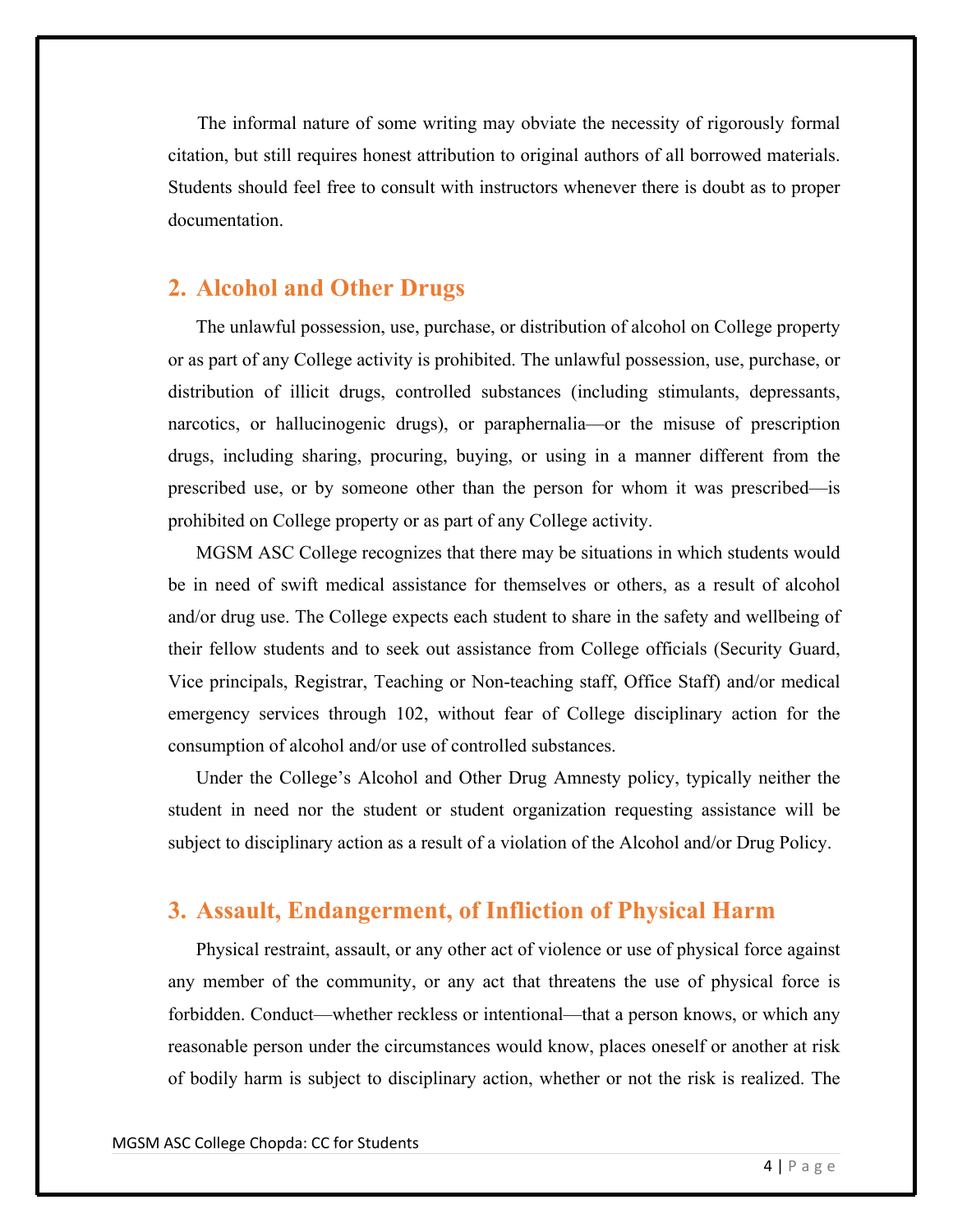The informal nature of some writing may obviate the necessity of rigorously formal citation, but still requires honest attribution to original authors of all borrowed materials. Students should feel free to consult with instructors whenever there is doubt as to proper documentation.

## 2. Alcohol and Other Drugs

The unlawful possession, use, purchase, or distribution of alcohol on College property or as part of any College activity is prohibited. The unlawful possession, use, purchase, or distribution of illicit drugs, controlled substances (including stimulants, depressants, narcotics, or hallucinogenic drugs), or paraphernalia—or the misuse of prescription drugs, including sharing, procuring, buying, or using in a manner different from the prescribed use, or by someone other than the person for whom it was prescribed—is prohibited on College property or as part of any College activity.

MGSM ASC College recognizes that there may be situations in which students would be in need of swift medical assistance for themselves or others, as a result of alcohol and/or drug use. The College expects each student to share in the safety and wellbeing of their fellow students and to seek out assistance from College officials (Security Guard, Vice principals, Registrar, Teaching or Non-teaching staff, Office Staff) and/or medical emergency services through 102, without fear of College disciplinary action for the consumption of alcohol and/or use of controlled substances.

Under the College's Alcohol and Other Drug Amnesty policy, typically neither the student in need nor the student or student organization requesting assistance will be subject to disciplinary action as a result of a violation of the Alcohol and/or Drug Policy.

## 3. Assault, Endangerment, of Infliction of Physical Harm

Physical restraint, assault, or any other act of violence or use of physical force against any member of the community, or any act that threatens the use of physical force is forbidden. Conduct—whether reckless or intentional—that a person knows, or which any reasonable person under the circumstances would know, places oneself or another at risk of bodily harm is subject to disciplinary action, whether or not the risk is realized. The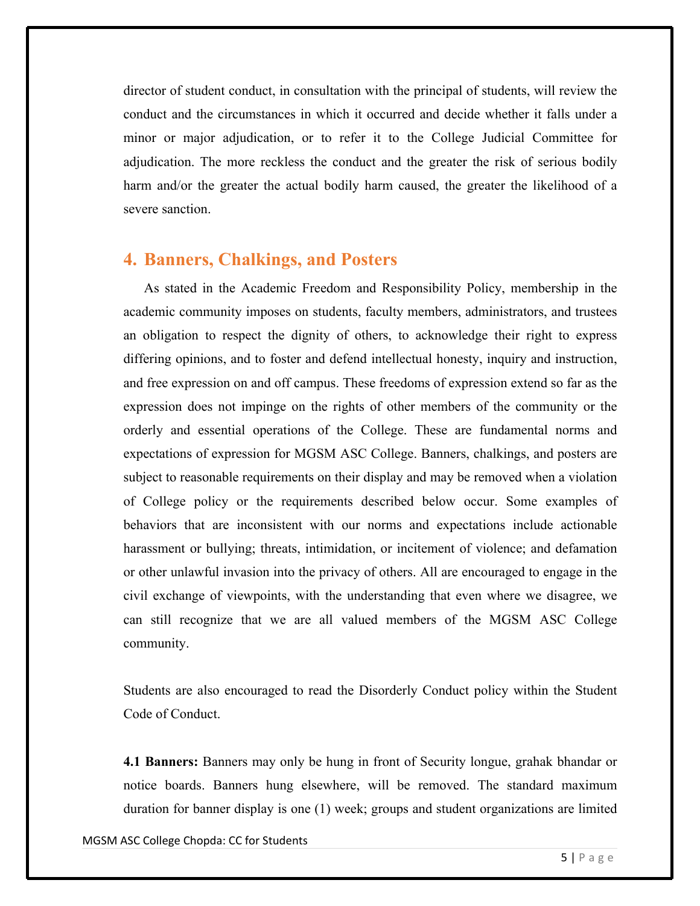director of student conduct, in consultation with the principal of students, will review the conduct and the circumstances in which it occurred and decide whether it falls under a minor or major adjudication, or to refer it to the College Judicial Committee for adjudication. The more reckless the conduct and the greater the risk of serious bodily harm and/or the greater the actual bodily harm caused, the greater the likelihood of a severe sanction.

## 4. Banners, Chalkings, and Posters

As stated in the Academic Freedom and Responsibility Policy, membership in the academic community imposes on students, faculty members, administrators, and trustees an obligation to respect the dignity of others, to acknowledge their right to express differing opinions, and to foster and defend intellectual honesty, inquiry and instruction, and free expression on and off campus. These freedoms of expression extend so far as the expression does not impinge on the rights of other members of the community or the orderly and essential operations of the College. These are fundamental norms and expectations of expression for MGSM ASC College. Banners, chalkings, and posters are subject to reasonable requirements on their display and may be removed when a violation of College policy or the requirements described below occur. Some examples of behaviors that are inconsistent with our norms and expectations include actionable harassment or bullying; threats, intimidation, or incitement of violence; and defamation or other unlawful invasion into the privacy of others. All are encouraged to engage in the civil exchange of viewpoints, with the understanding that even where we disagree, we can still recognize that we are all valued members of the MGSM ASC College community.

Students are also encouraged to read the Disorderly Conduct policy within the Student Code of Conduct.

**4.1 Banners:** Banners may only be hung in front of Security longue, grahak bhandar or notice boards. Banners hung elsewhere, will be removed. The standard maximum duration for banner display is one (1) week; groups and student organizations are limited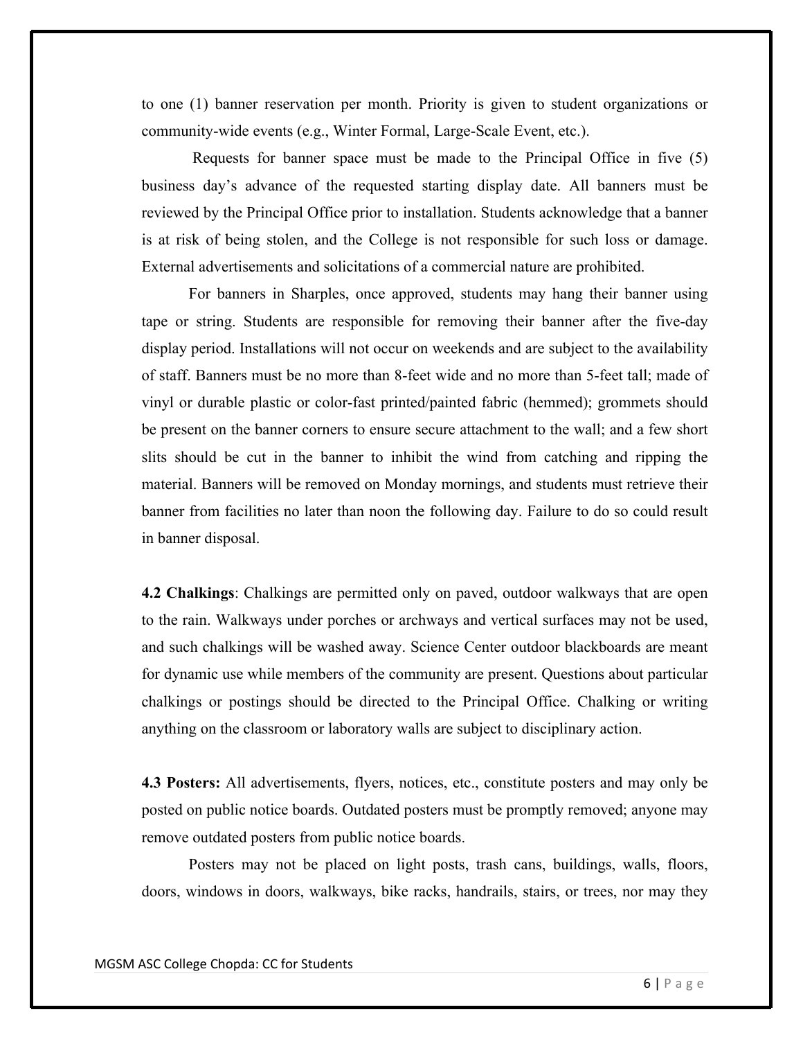to one (1) banner reservation per month. Priority is given to student organizations or community-wide events (e.g., Winter Formal, Large-Scale Event, etc.).

Requests for banner space must be made to the Principal Office in five (5) business day's advance of the requested starting display date. All banners must be reviewed by the Principal Office prior to installation. Students acknowledge that a banner is at risk of being stolen, and the College is not responsible for such loss or damage. External advertisements and solicitations of a commercial nature are prohibited.

For banners in Sharples, once approved, students may hang their banner using tape or string. Students are responsible for removing their banner after the five-day display period. Installations will not occur on weekends and are subject to the availability of staff. Banners must be no more than 8-feet wide and no more than 5-feet tall; made of vinyl or durable plastic or color-fast printed/painted fabric (hemmed); grommets should be present on the banner corners to ensure secure attachment to the wall; and a few short slits should be cut in the banner to inhibit the wind from catching and ripping the material. Banners will be removed on Monday mornings, and students must retrieve their banner from facilities no later than noon the following day. Failure to do so could result in banner disposal.

**4.2 Chalkings**: Chalkings are permitted only on paved, outdoor walkways that are open to the rain. Walkways under porches or archways and vertical surfaces may not be used, and such chalkings will be washed away. Science Center outdoor blackboards are meant for dynamic use while members of the community are present. Questions about particular chalkings or postings should be directed to the Principal Office. Chalking or writing anything on the classroom or laboratory walls are subject to disciplinary action.

**4.3 Posters:** All advertisements, flyers, notices, etc., constitute posters and may only be posted on public notice boards. Outdated posters must be promptly removed; anyone may remove outdated posters from public notice boards.

Posters may not be placed on light posts, trash cans, buildings, walls, floors, doors, windows in doors, walkways, bike racks, handrails, stairs, or trees, nor may they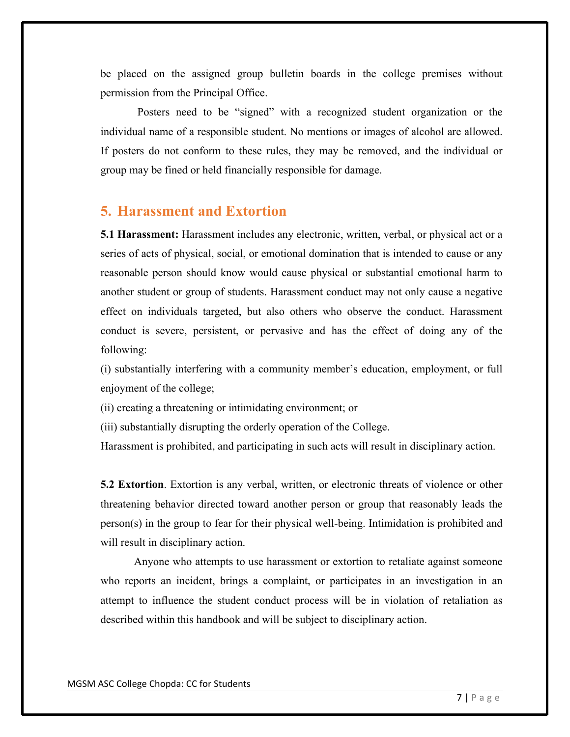be placed on the assigned group bulletin boards in the college premises without permission from the Principal Office.

Posters need to be "signed" with a recognized student organization or the individual name of a responsible student. No mentions or images of alcohol are allowed. If posters do not conform to these rules, they may be removed, and the individual or group may be fined or held financially responsible for damage.

## 5. Harassment and Extortion

**5.1 Harassment:** Harassment includes any electronic, written, verbal, or physical act or a series of acts of physical, social, or emotional domination that is intended to cause or any reasonable person should know would cause physical or substantial emotional harm to another student or group of students. Harassment conduct may not only cause a negative effect on individuals targeted, but also others who observe the conduct. Harassment conduct is severe, persistent, or pervasive and has the effect of doing any of the following:

(i) substantially interfering with a community member's education, employment, or full enjoyment of the college;

(ii) creating a threatening or intimidating environment; or

(iii) substantially disrupting the orderly operation of the College.

Harassment is prohibited, and participating in such acts will result in disciplinary action.

**5.2 Extortion**. Extortion is any verbal, written, or electronic threats of violence or other threatening behavior directed toward another person or group that reasonably leads the person(s) in the group to fear for their physical well-being. Intimidation is prohibited and will result in disciplinary action.

Anyone who attempts to use harassment or extortion to retaliate against someone who reports an incident, brings a complaint, or participates in an investigation in an attempt to influence the student conduct process will be in violation of retaliation as described within this handbook and will be subject to disciplinary action.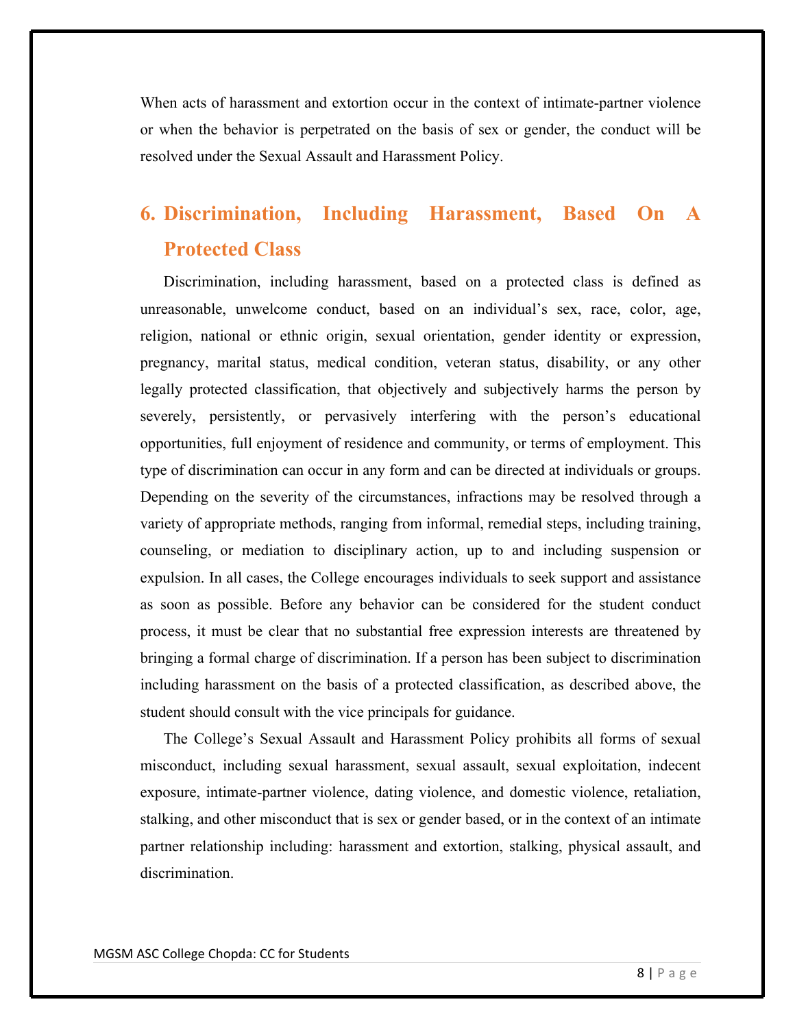When acts of harassment and extortion occur in the context of intimate-partner violence or when the behavior is perpetrated on the basis of sex or gender, the conduct will be resolved under the Sexual Assault and Harassment Policy.

## 6. Discrimination, Including Harassment, Based On A Protected Class

Discrimination, including harassment, based on a protected class is defined as unreasonable, unwelcome conduct, based on an individual's sex, race, color, age, religion, national or ethnic origin, sexual orientation, gender identity or expression, pregnancy, marital status, medical condition, veteran status, disability, or any other legally protected classification, that objectively and subjectively harms the person by severely, persistently, or pervasively interfering with the person's educational opportunities, full enjoyment of residence and community, or terms of employment. This type of discrimination can occur in any form and can be directed at individuals or groups. Depending on the severity of the circumstances, infractions may be resolved through a variety of appropriate methods, ranging from informal, remedial steps, including training, counseling, or mediation to disciplinary action, up to and including suspension or expulsion. In all cases, the College encourages individuals to seek support and assistance as soon as possible. Before any behavior can be considered for the student conduct process, it must be clear that no substantial free expression interests are threatened by bringing a formal charge of discrimination. If a person has been subject to discrimination including harassment on the basis of a protected classification, as described above, the student should consult with the vice principals for guidance.

The College's Sexual Assault and Harassment Policy prohibits all forms of sexual misconduct, including sexual harassment, sexual assault, sexual exploitation, indecent exposure, intimate-partner violence, dating violence, and domestic violence, retaliation, stalking, and other misconduct that is sex or gender based, or in the context of an intimate partner relationship including: harassment and extortion, stalking, physical assault, and discrimination.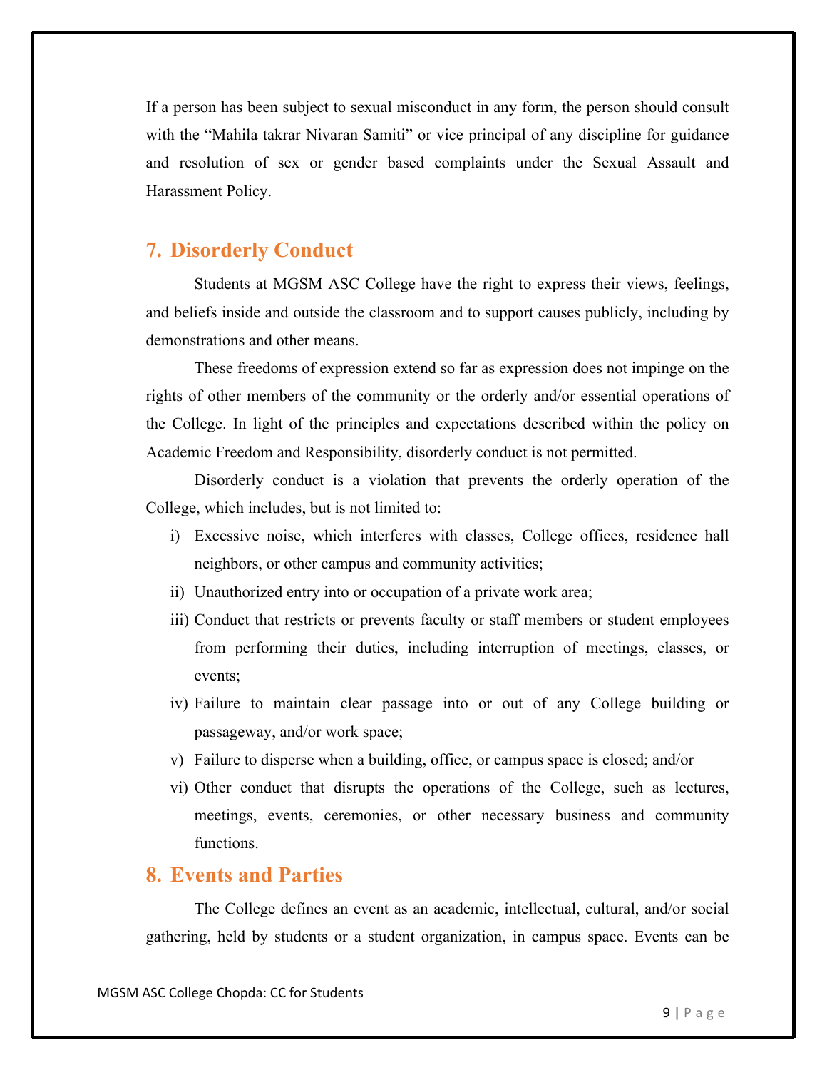If a person has been subject to sexual misconduct in any form, the person should consult with the "Mahila takrar Nivaran Samiti" or vice principal of any discipline for guidance and resolution of sex or gender based complaints under the Sexual Assault and Harassment Policy.

## 7. Disorderly Conduct

Students at MGSM ASC College have the right to express their views, feelings, and beliefs inside and outside the classroom and to support causes publicly, including by demonstrations and other means.

These freedoms of expression extend so far as expression does not impinge on the rights of other members of the community or the orderly and/or essential operations of the College. In light of the principles and expectations described within the policy on Academic Freedom and Responsibility, disorderly conduct is not permitted.

Disorderly conduct is a violation that prevents the orderly operation of the College, which includes, but is not limited to:

i) Excessive noise, which interferes with classes, College offices, residence hall neighbors, or other campus and community activities;
ii) Unauthorized entry into or occupation of a private work area;
iii) Conduct that restricts or prevents faculty or staff members or student employees from performing their duties, including interruption of meetings, classes, or events;
iv) Failure to maintain clear passage into or out of any College building or passageway, and/or work space;
v) Failure to disperse when a building, office, or campus space is closed; and/or
vi) Other conduct that disrupts the operations of the College, such as lectures, meetings, events, ceremonies, or other necessary business and community functions.

## 8. Events and Parties

The College defines an event as an academic, intellectual, cultural, and/or social gathering, held by students or a student organization, in campus space. Events can be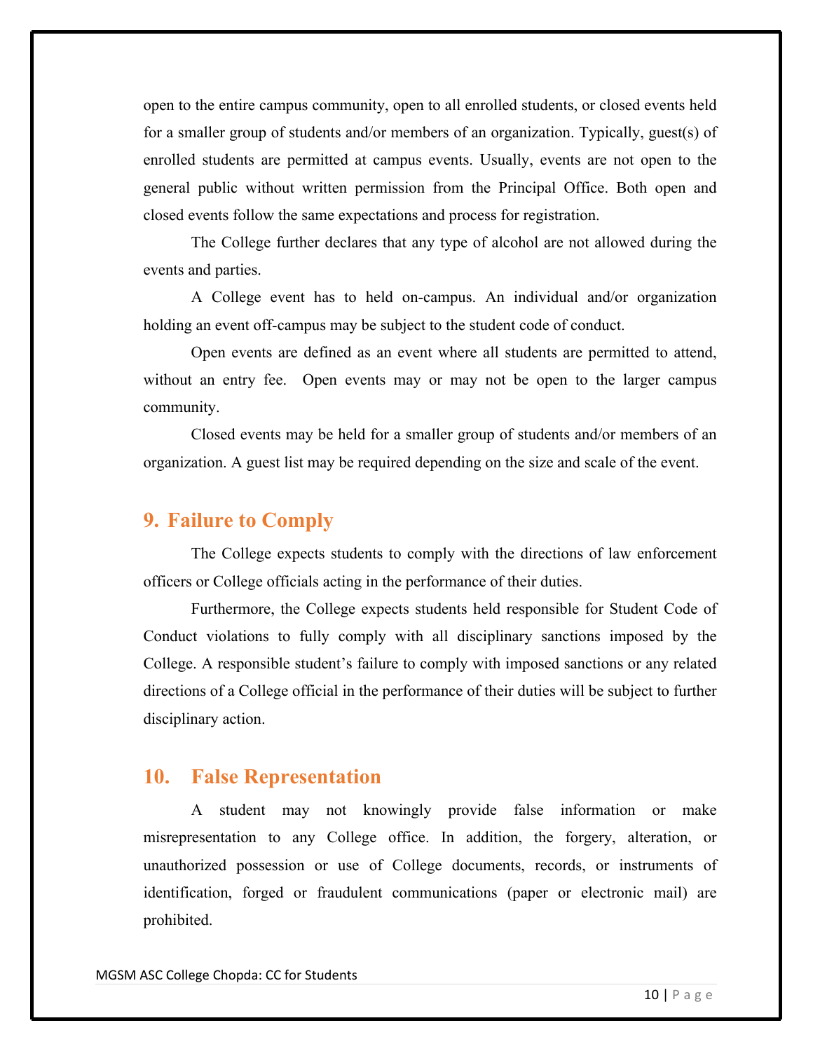open to the entire campus community, open to all enrolled students, or closed events held for a smaller group of students and/or members of an organization. Typically, guest(s) of enrolled students are permitted at campus events. Usually, events are not open to the general public without written permission from the Principal Office. Both open and closed events follow the same expectations and process for registration.

The College further declares that any type of alcohol are not allowed during the events and parties.

A College event has to held on-campus. An individual and/or organization holding an event off-campus may be subject to the student code of conduct.

Open events are defined as an event where all students are permitted to attend, without an entry fee. Open events may or may not be open to the larger campus community.

Closed events may be held for a smaller group of students and/or members of an organization. A guest list may be required depending on the size and scale of the event.

## 9. Failure to Comply

The College expects students to comply with the directions of law enforcement officers or College officials acting in the performance of their duties.

Furthermore, the College expects students held responsible for Student Code of Conduct violations to fully comply with all disciplinary sanctions imposed by the College. A responsible student's failure to comply with imposed sanctions or any related directions of a College official in the performance of their duties will be subject to further disciplinary action.

## 10. False Representation

A student may not knowingly provide false information or make misrepresentation to any College office. In addition, the forgery, alteration, or unauthorized possession or use of College documents, records, or instruments of identification, forged or fraudulent communications (paper or electronic mail) are prohibited.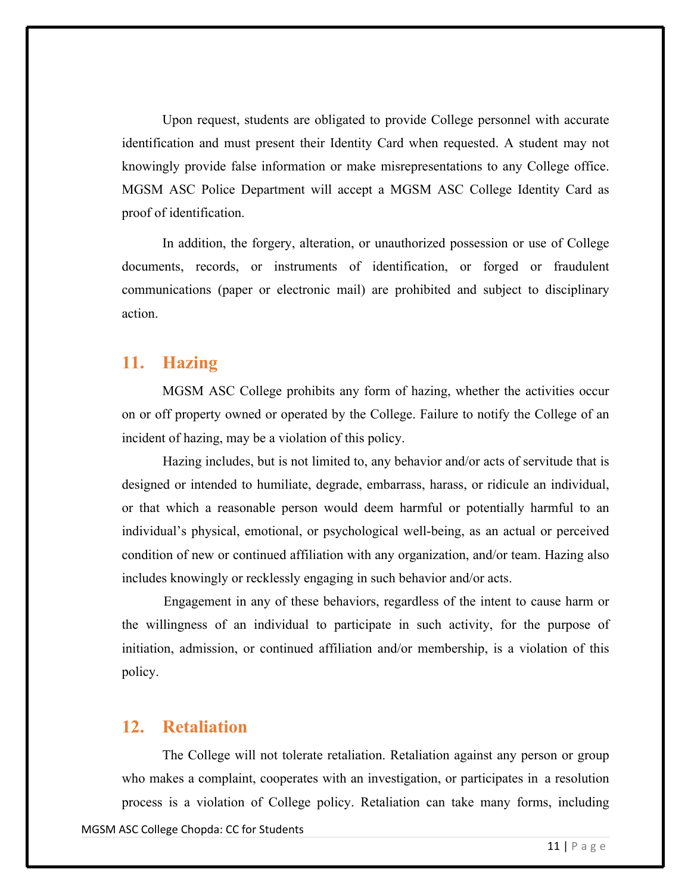Upon request, students are obligated to provide College personnel with accurate identification and must present their Identity Card when requested. A student may not knowingly provide false information or make misrepresentations to any College office. MGSM ASC Police Department will accept a MGSM ASC College Identity Card as proof of identification.

In addition, the forgery, alteration, or unauthorized possession or use of College documents, records, or instruments of identification, or forged or fraudulent communications (paper or electronic mail) are prohibited and subject to disciplinary action.

## 11. Hazing

MGSM ASC College prohibits any form of hazing, whether the activities occur on or off property owned or operated by the College. Failure to notify the College of an incident of hazing, may be a violation of this policy.

Hazing includes, but is not limited to, any behavior and/or acts of servitude that is designed or intended to humiliate, degrade, embarrass, harass, or ridicule an individual, or that which a reasonable person would deem harmful or potentially harmful to an individual's physical, emotional, or psychological well-being, as an actual or perceived condition of new or continued affiliation with any organization, and/or team. Hazing also includes knowingly or recklessly engaging in such behavior and/or acts.

Engagement in any of these behaviors, regardless of the intent to cause harm or the willingness of an individual to participate in such activity, for the purpose of initiation, admission, or continued affiliation and/or membership, is a violation of this policy.

## 12. Retaliation

The College will not tolerate retaliation. Retaliation against any person or group who makes a complaint, cooperates with an investigation, or participates in a resolution process is a violation of College policy. Retaliation can take many forms, including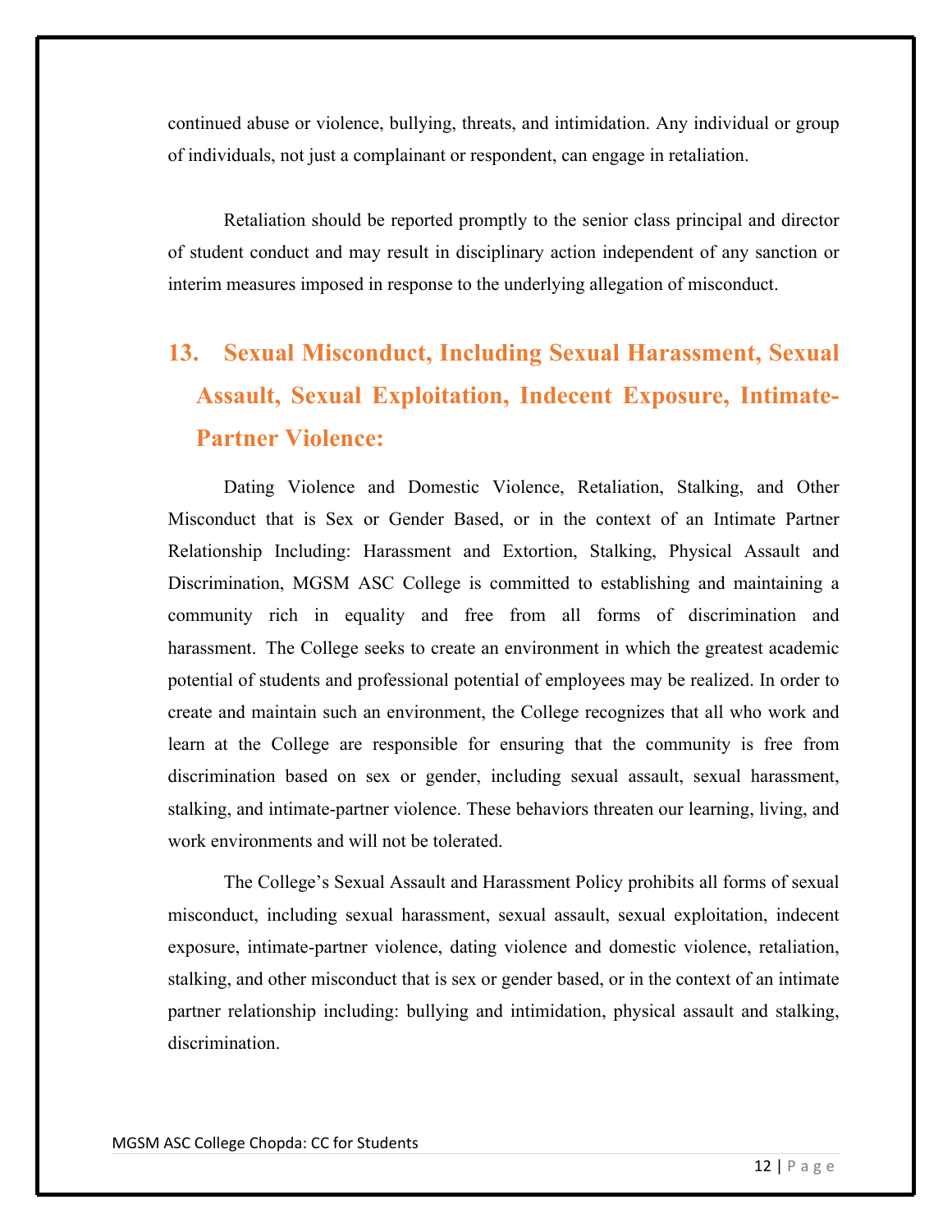continued abuse or violence, bullying, threats, and intimidation. Any individual or group of individuals, not just a complainant or respondent, can engage in retaliation.

Retaliation should be reported promptly to the senior class principal and director of student conduct and may result in disciplinary action independent of any sanction or interim measures imposed in response to the underlying allegation of misconduct.

## 13. Sexual Misconduct, Including Sexual Harassment, Sexual Assault, Sexual Exploitation, Indecent Exposure, Intimate-Partner Violence:

Dating Violence and Domestic Violence, Retaliation, Stalking, and Other Misconduct that is Sex or Gender Based, or in the context of an Intimate Partner Relationship Including: Harassment and Extortion, Stalking, Physical Assault and Discrimination, MGSM ASC College is committed to establishing and maintaining a community rich in equality and free from all forms of discrimination and harassment. The College seeks to create an environment in which the greatest academic potential of students and professional potential of employees may be realized. In order to create and maintain such an environment, the College recognizes that all who work and learn at the College are responsible for ensuring that the community is free from discrimination based on sex or gender, including sexual assault, sexual harassment, stalking, and intimate-partner violence. These behaviors threaten our learning, living, and work environments and will not be tolerated.

The College's Sexual Assault and Harassment Policy prohibits all forms of sexual misconduct, including sexual harassment, sexual assault, sexual exploitation, indecent exposure, intimate-partner violence, dating violence and domestic violence, retaliation, stalking, and other misconduct that is sex or gender based, or in the context of an intimate partner relationship including: bullying and intimidation, physical assault and stalking, discrimination.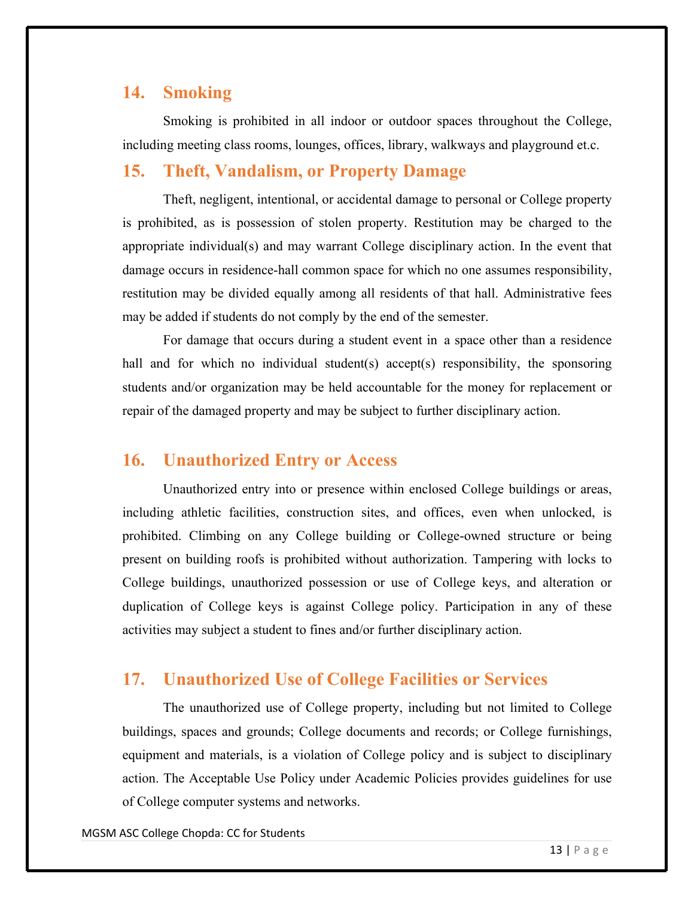## 14. Smoking

Smoking is prohibited in all indoor or outdoor spaces throughout the College, including meeting class rooms, lounges, offices, library, walkways and playground et.c.

## 15. Theft, Vandalism, or Property Damage

Theft, negligent, intentional, or accidental damage to personal or College property is prohibited, as is possession of stolen property. Restitution may be charged to the appropriate individual(s) and may warrant College disciplinary action. In the event that damage occurs in residence-hall common space for which no one assumes responsibility, restitution may be divided equally among all residents of that hall. Administrative fees may be added if students do not comply by the end of the semester.

For damage that occurs during a student event in a space other than a residence hall and for which no individual student(s) accept(s) responsibility, the sponsoring students and/or organization may be held accountable for the money for replacement or repair of the damaged property and may be subject to further disciplinary action.

## 16. Unauthorized Entry or Access

Unauthorized entry into or presence within enclosed College buildings or areas, including athletic facilities, construction sites, and offices, even when unlocked, is prohibited. Climbing on any College building or College-owned structure or being present on building roofs is prohibited without authorization. Tampering with locks to College buildings, unauthorized possession or use of College keys, and alteration or duplication of College keys is against College policy. Participation in any of these activities may subject a student to fines and/or further disciplinary action.

## 17. Unauthorized Use of College Facilities or Services

The unauthorized use of College property, including but not limited to College buildings, spaces and grounds; College documents and records; or College furnishings, equipment and materials, is a violation of College policy and is subject to disciplinary action. The Acceptable Use Policy under Academic Policies provides guidelines for use of College computer systems and networks.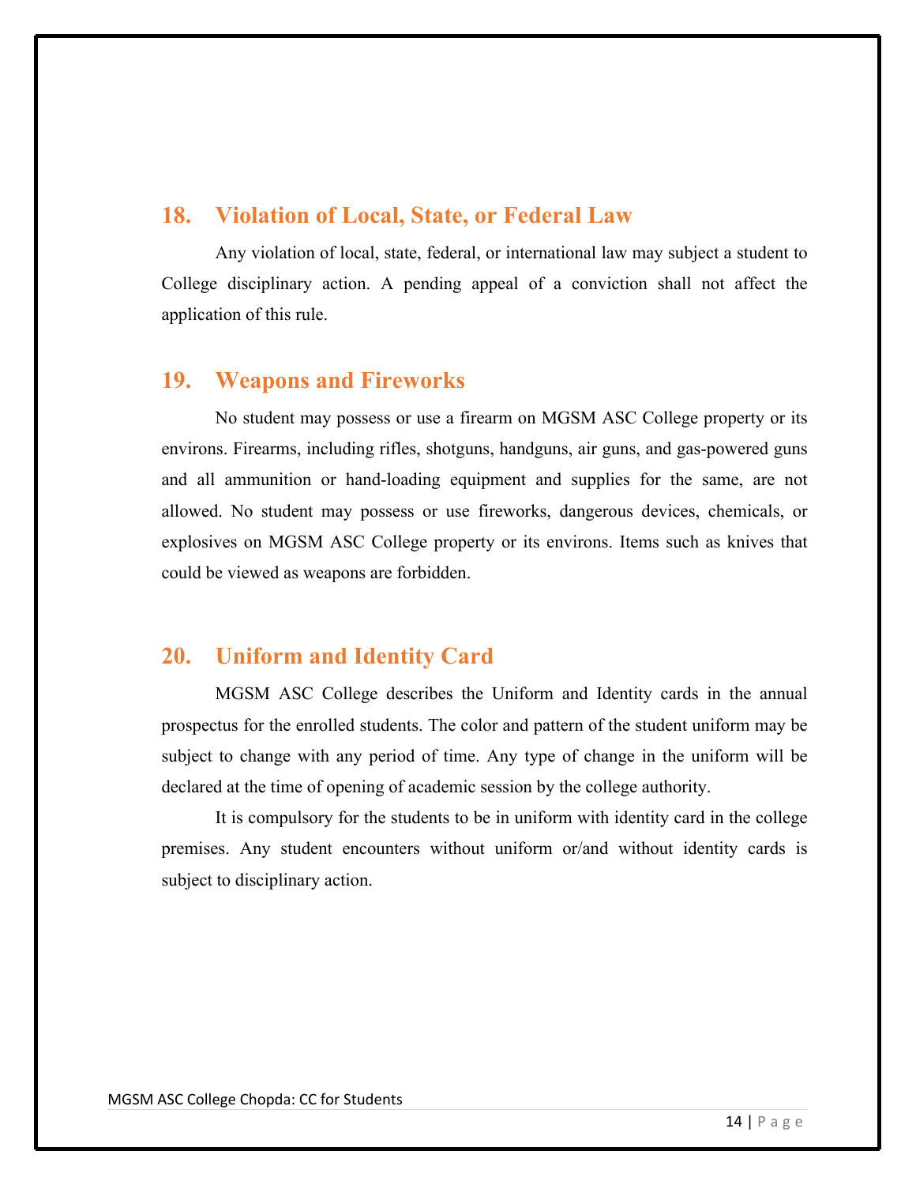## 18. Violation of Local, State, or Federal Law

Any violation of local, state, federal, or international law may subject a student to College disciplinary action. A pending appeal of a conviction shall not affect the application of this rule.

## 19. Weapons and Fireworks

No student may possess or use a firearm on MGSM ASC College property or its environs. Firearms, including rifles, shotguns, handguns, air guns, and gas-powered guns and all ammunition or hand-loading equipment and supplies for the same, are not allowed. No student may possess or use fireworks, dangerous devices, chemicals, or explosives on MGSM ASC College property or its environs. Items such as knives that could be viewed as weapons are forbidden.

## 20. Uniform and Identity Card

MGSM ASC College describes the Uniform and Identity cards in the annual prospectus for the enrolled students. The color and pattern of the student uniform may be subject to change with any period of time. Any type of change in the uniform will be declared at the time of opening of academic session by the college authority.

It is compulsory for the students to be in uniform with identity card in the college premises. Any student encounters without uniform or/and without identity cards is subject to disciplinary action.